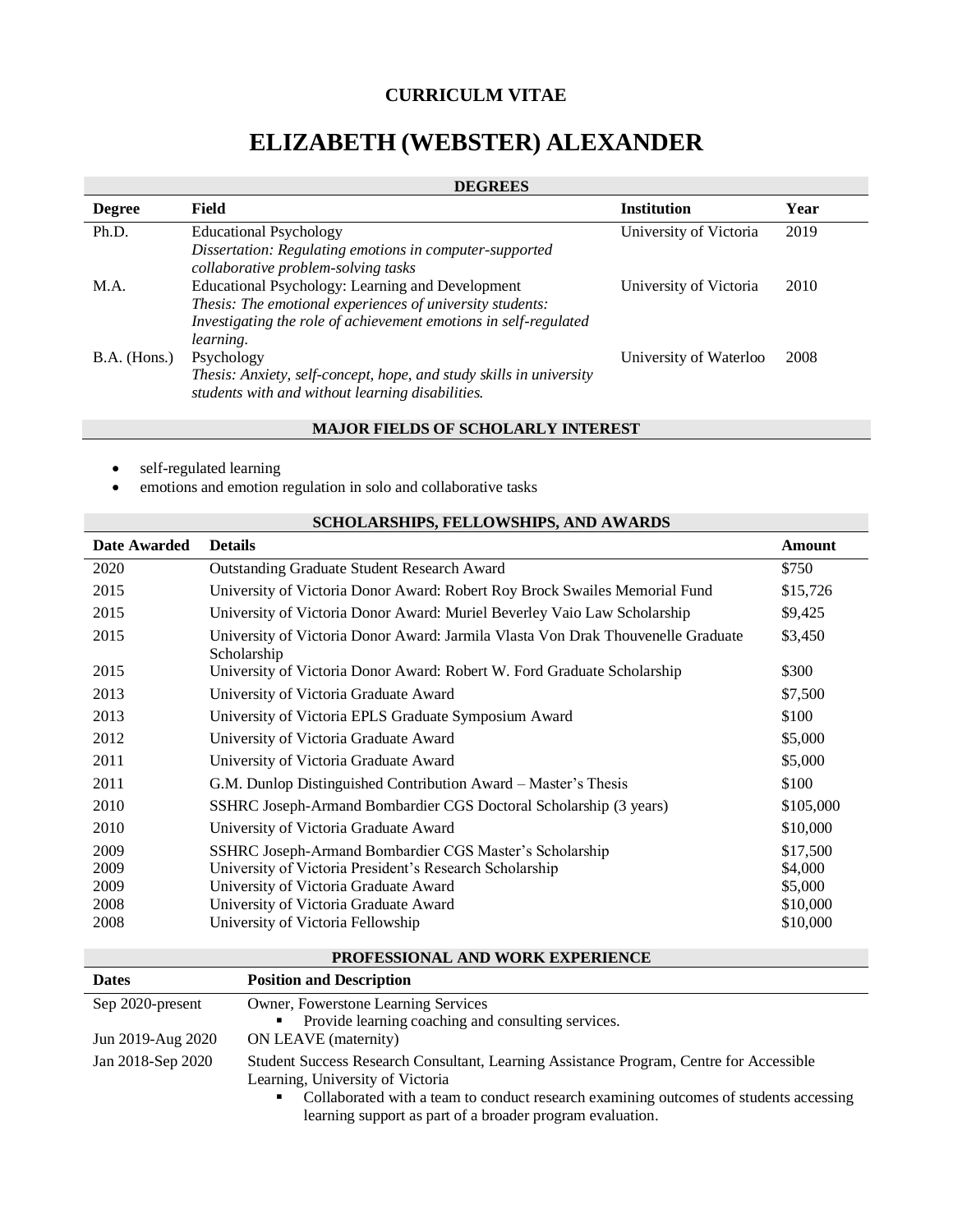**CURRICULM VITAE**

# ELIZABETH (WEBSTER) ALEXANDER

## DEGREES

| Degree | Field | Institution | Year |
|---|---|---|---|
| Ph.D. | Educational Psychology<br>*Dissertation: Regulating emotions in computer-supported collaborative problem-solving tasks* | University of Victoria | 2019 |
| M.A. | Educational Psychology: Learning and Development<br>*Thesis: The emotional experiences of university students: Investigating the role of achievement emotions in self-regulated learning.* | University of Victoria | 2010 |
| B.A. (Hons.) | Psychology<br>*Thesis: Anxiety, self-concept, hope, and study skills in university students with and without learning disabilities.* | University of Waterloo | 2008 |

## MAJOR FIELDS OF SCHOLARLY INTEREST

- self-regulated learning
- emotions and emotion regulation in solo and collaborative tasks

## SCHOLARSHIPS, FELLOWSHIPS, AND AWARDS

| Date Awarded | Details | Amount |
|---|---|---|
| 2020 | Outstanding Graduate Student Research Award | $750 |
| 2015 | University of Victoria Donor Award: Robert Roy Brock Swailes Memorial Fund | $15,726 |
| 2015 | University of Victoria Donor Award: Muriel Beverley Vaio Law Scholarship | $9,425 |
| 2015 | University of Victoria Donor Award: Jarmila Vlasta Von Drak Thouvenelle Graduate Scholarship | $3,450 |
| 2015 | University of Victoria Donor Award: Robert W. Ford Graduate Scholarship | $300 |
| 2013 | University of Victoria Graduate Award | $7,500 |
| 2013 | University of Victoria EPLS Graduate Symposium Award | $100 |
| 2012 | University of Victoria Graduate Award | $5,000 |
| 2011 | University of Victoria Graduate Award | $5,000 |
| 2011 | G.M. Dunlop Distinguished Contribution Award – Master's Thesis | $100 |
| 2010 | SSHRC Joseph-Armand Bombardier CGS Doctoral Scholarship (3 years) | $105,000 |
| 2010 | University of Victoria Graduate Award | $10,000 |
| 2009 | SSHRC Joseph-Armand Bombardier CGS Master's Scholarship | $17,500 |
| 2009 | University of Victoria President's Research Scholarship | $4,000 |
| 2009 | University of Victoria Graduate Award | $5,000 |
| 2008 | University of Victoria Graduate Award | $10,000 |
| 2008 | University of Victoria Fellowship | $10,000 |

## PROFESSIONAL AND WORK EXPERIENCE

| Dates | Position and Description |
|---|---|
| Sep 2020-present | Owner, Fowerstone Learning Services<br>▪ Provide learning coaching and consulting services. |
| Jun 2019-Aug 2020 | ON LEAVE (maternity) |
| Jan 2018-Sep 2020 | Student Success Research Consultant, Learning Assistance Program, Centre for Accessible Learning, University of Victoria<br>▪ Collaborated with a team to conduct research examining outcomes of students accessing learning support as part of a broader program evaluation. |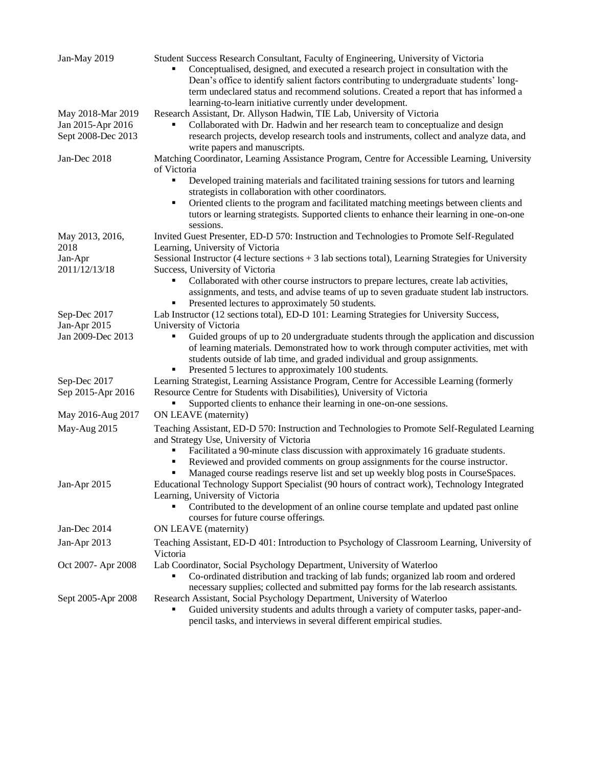Jan-May 2019 — Student Success Research Consultant, Faculty of Engineering, University of Victoria

- Conceptualised, designed, and executed a research project in consultation with the Dean's office to identify salient factors contributing to undergraduate students' long-term undeclared status and recommend solutions. Created a report that has informed a learning-to-learn initiative currently under development.

May 2018-Mar 2019
Jan 2015-Apr 2016
Sept 2008-Dec 2013 — Research Assistant, Dr. Allyson Hadwin, TIE Lab, University of Victoria

- Collaborated with Dr. Hadwin and her research team to conceptualize and design research projects, develop research tools and instruments, collect and analyze data, and write papers and manuscripts.

Jan-Dec 2018 — Matching Coordinator, Learning Assistance Program, Centre for Accessible Learning, University of Victoria

- Developed training materials and facilitated training sessions for tutors and learning strategists in collaboration with other coordinators.
- Oriented clients to the program and facilitated matching meetings between clients and tutors or learning strategists. Supported clients to enhance their learning in one-on-one sessions.

May 2013, 2016, 2018 — Invited Guest Presenter, ED-D 570: Instruction and Technologies to Promote Self-Regulated Learning, University of Victoria

Jan-Apr 2011/12/13/18 — Sessional Instructor (4 lecture sections + 3 lab sections total), Learning Strategies for University Success, University of Victoria

- Collaborated with other course instructors to prepare lectures, create lab activities, assignments, and tests, and advise teams of up to seven graduate student lab instructors.
- Presented lectures to approximately 50 students.

Sep-Dec 2017
Jan-Apr 2015
Jan 2009-Dec 2013 — Lab Instructor (12 sections total), ED-D 101: Learning Strategies for University Success, University of Victoria

- Guided groups of up to 20 undergraduate students through the application and discussion of learning materials. Demonstrated how to work through computer activities, met with students outside of lab time, and graded individual and group assignments.
- Presented 5 lectures to approximately 100 students.

Sep-Dec 2017
Sep 2015-Apr 2016 — Learning Strategist, Learning Assistance Program, Centre for Accessible Learning (formerly Resource Centre for Students with Disabilities), University of Victoria

- Supported clients to enhance their learning in one-on-one sessions.

May 2016-Aug 2017 — ON LEAVE (maternity)

May-Aug 2015 — Teaching Assistant, ED-D 570: Instruction and Technologies to Promote Self-Regulated Learning and Strategy Use, University of Victoria

- Facilitated a 90-minute class discussion with approximately 16 graduate students.
- Reviewed and provided comments on group assignments for the course instructor.
- Managed course readings reserve list and set up weekly blog posts in CourseSpaces.

Jan-Apr 2015 — Educational Technology Support Specialist (90 hours of contract work), Technology Integrated Learning, University of Victoria

- Contributed to the development of an online course template and updated past online courses for future course offerings.

Jan-Dec 2014 — ON LEAVE (maternity)

Jan-Apr 2013 — Teaching Assistant, ED-D 401: Introduction to Psychology of Classroom Learning, University of Victoria

Oct 2007- Apr 2008 — Lab Coordinator, Social Psychology Department, University of Waterloo

- Co-ordinated distribution and tracking of lab funds; organized lab room and ordered necessary supplies; collected and submitted pay forms for the lab research assistants.

Sept 2005-Apr 2008 — Research Assistant, Social Psychology Department, University of Waterloo

- Guided university students and adults through a variety of computer tasks, paper-and-pencil tasks, and interviews in several different empirical studies.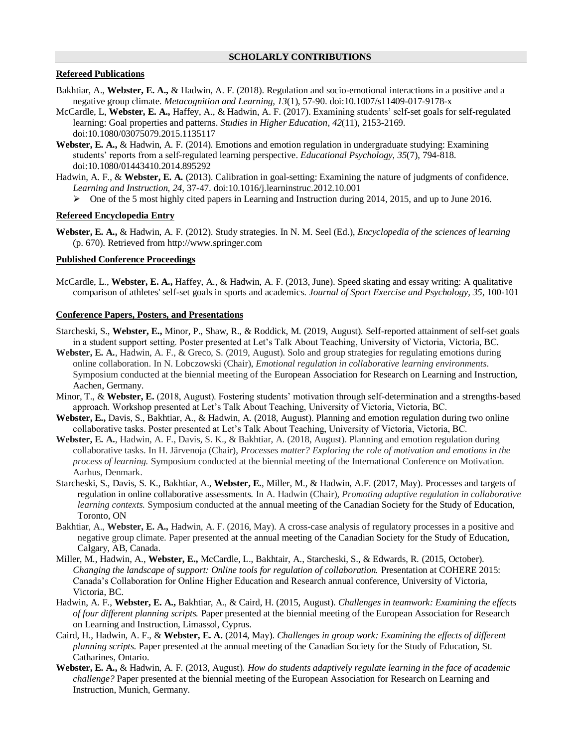## SCHOLARLY CONTRIBUTIONS

### Refereed Publications

Bakhtiar, A., **Webster, E. A.,** & Hadwin, A. F. (2018). Regulation and socio-emotional interactions in a positive and a negative group climate. *Metacognition and Learning, 13*(1), 57-90. doi:10.1007/s11409-017-9178-x

McCardle, L, **Webster, E. A.,** Haffey, A., & Hadwin, A. F. (2017). Examining students' self-set goals for self-regulated learning: Goal properties and patterns. *Studies in Higher Education, 42*(11), 2153-2169. doi:10.1080/03075079.2015.1135117

**Webster, E. A.,** & Hadwin, A. F. (2014). Emotions and emotion regulation in undergraduate studying: Examining students' reports from a self-regulated learning perspective. *Educational Psychology, 35*(7), 794-818. doi:10.1080/01443410.2014.895292

Hadwin, A. F., & **Webster, E. A.** (2013). Calibration in goal-setting: Examining the nature of judgments of confidence. *Learning and Instruction, 24,* 37-47. doi:10.1016/j.learninstruc.2012.10.001

- One of the 5 most highly cited papers in Learning and Instruction during 2014, 2015, and up to June 2016.

### Refereed Encyclopedia Entry

**Webster, E. A.,** & Hadwin, A. F. (2012). Study strategies. In N. M. Seel (Ed.), *Encyclopedia of the sciences of learning* (p. 670). Retrieved from http://www.springer.com

### Published Conference Proceedings

McCardle, L., **Webster, E. A.,** Haffey, A., & Hadwin, A. F. (2013, June). Speed skating and essay writing: A qualitative comparison of athletes' self-set goals in sports and academics. *Journal of Sport Exercise and Psychology, 35*, 100-101

### Conference Papers, Posters, and Presentations

Starcheski, S., **Webster, E.,** Minor, P., Shaw, R., & Roddick, M. (2019, August). Self-reported attainment of self-set goals in a student support setting. Poster presented at Let's Talk About Teaching, University of Victoria, Victoria, BC.

**Webster, E. A.**, Hadwin, A. F., & Greco, S. (2019, August). Solo and group strategies for regulating emotions during online collaboration. In N. Lobczowski (Chair), *Emotional regulation in collaborative learning environments*. Symposium conducted at the biennial meeting of the European Association for Research on Learning and Instruction, Aachen, Germany.

Minor, T., & **Webster, E.** (2018, August). Fostering students' motivation through self-determination and a strengths-based approach. Workshop presented at Let's Talk About Teaching, University of Victoria, Victoria, BC.

**Webster, E.,** Davis, S., Bakhtiar, A., & Hadwin, A. (2018, August). Planning and emotion regulation during two online collaborative tasks. Poster presented at Let's Talk About Teaching, University of Victoria, Victoria, BC.

**Webster, E. A.**, Hadwin, A. F., Davis, S. K., & Bakhtiar, A. (2018, August). Planning and emotion regulation during collaborative tasks. In H. Järvenoja (Chair), *Processes matter? Exploring the role of motivation and emotions in the process of learning.* Symposium conducted at the biennial meeting of the International Conference on Motivation. Aarhus, Denmark.

Starcheski, S., Davis, S. K., Bakhtiar, A., **Webster, E.**, Miller, M., & Hadwin, A.F. (2017, May). Processes and targets of regulation in online collaborative assessments. In A. Hadwin (Chair), *Promoting adaptive regulation in collaborative learning contexts.* Symposium conducted at the annual meeting of the Canadian Society for the Study of Education, Toronto, ON

Bakhtiar, A., **Webster, E. A.,** Hadwin, A. F. (2016, May). A cross-case analysis of regulatory processes in a positive and negative group climate. Paper presented at the annual meeting of the Canadian Society for the Study of Education, Calgary, AB, Canada.

Miller, M., Hadwin, A., **Webster, E.,** McCardle, L., Bakhtair, A., Starcheski, S., & Edwards, R. (2015, October). *Changing the landscape of support: Online tools for regulation of collaboration.* Presentation at COHERE 2015: Canada's Collaboration for Online Higher Education and Research annual conference, University of Victoria, Victoria, BC.

Hadwin, A. F., **Webster, E. A.,** Bakhtiar, A., & Caird, H. (2015, August). *Challenges in teamwork: Examining the effects of four different planning scripts.* Paper presented at the biennial meeting of the European Association for Research on Learning and Instruction, Limassol, Cyprus.

Caird, H., Hadwin, A. F., & **Webster, E. A.** (2014, May). *Challenges in group work: Examining the effects of different planning scripts.* Paper presented at the annual meeting of the Canadian Society for the Study of Education, St. Catharines, Ontario.

**Webster, E. A.,** & Hadwin, A. F. (2013, August). *How do students adaptively regulate learning in the face of academic challenge?* Paper presented at the biennial meeting of the European Association for Research on Learning and Instruction, Munich, Germany.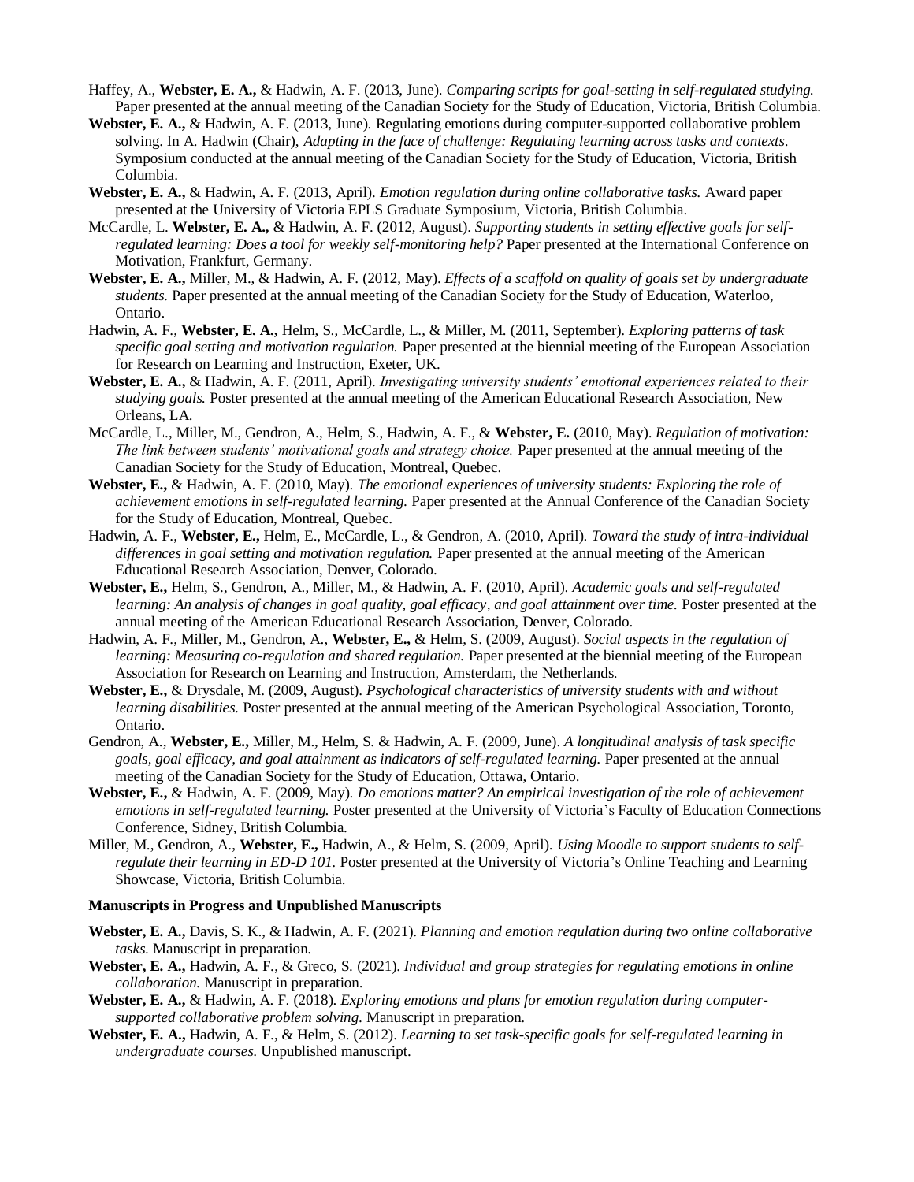Haffey, A., **Webster, E. A.,** & Hadwin, A. F. (2013, June). *Comparing scripts for goal-setting in self-regulated studying.* Paper presented at the annual meeting of the Canadian Society for the Study of Education, Victoria, British Columbia.

**Webster, E. A.,** & Hadwin, A. F. (2013, June). Regulating emotions during computer-supported collaborative problem solving. In A. Hadwin (Chair), *Adapting in the face of challenge: Regulating learning across tasks and contexts*. Symposium conducted at the annual meeting of the Canadian Society for the Study of Education, Victoria, British Columbia.

**Webster, E. A.,** & Hadwin, A. F. (2013, April). *Emotion regulation during online collaborative tasks.* Award paper presented at the University of Victoria EPLS Graduate Symposium, Victoria, British Columbia.

McCardle, L. **Webster, E. A.,** & Hadwin, A. F. (2012, August). *Supporting students in setting effective goals for self-regulated learning: Does a tool for weekly self-monitoring help?* Paper presented at the International Conference on Motivation, Frankfurt, Germany.

**Webster, E. A.,** Miller, M., & Hadwin, A. F. (2012, May). *Effects of a scaffold on quality of goals set by undergraduate students.* Paper presented at the annual meeting of the Canadian Society for the Study of Education, Waterloo, Ontario.

Hadwin, A. F., **Webster, E. A.,** Helm, S., McCardle, L., & Miller, M. (2011, September). *Exploring patterns of task specific goal setting and motivation regulation.* Paper presented at the biennial meeting of the European Association for Research on Learning and Instruction, Exeter, UK.

**Webster, E. A.,** & Hadwin, A. F. (2011, April). *Investigating university students' emotional experiences related to their studying goals.* Poster presented at the annual meeting of the American Educational Research Association, New Orleans, LA.

McCardle, L., Miller, M., Gendron, A., Helm, S., Hadwin, A. F., & **Webster, E.** (2010, May). *Regulation of motivation: The link between students' motivational goals and strategy choice.* Paper presented at the annual meeting of the Canadian Society for the Study of Education, Montreal, Quebec.

**Webster, E.,** & Hadwin, A. F. (2010, May). *The emotional experiences of university students: Exploring the role of achievement emotions in self-regulated learning.* Paper presented at the Annual Conference of the Canadian Society for the Study of Education, Montreal, Quebec.

Hadwin, A. F., **Webster, E.,** Helm, E., McCardle, L., & Gendron, A. (2010, April). *Toward the study of intra-individual differences in goal setting and motivation regulation.* Paper presented at the annual meeting of the American Educational Research Association, Denver, Colorado.

**Webster, E.,** Helm, S., Gendron, A., Miller, M., & Hadwin, A. F. (2010, April). *Academic goals and self-regulated learning: An analysis of changes in goal quality, goal efficacy, and goal attainment over time.* Poster presented at the annual meeting of the American Educational Research Association, Denver, Colorado.

Hadwin, A. F., Miller, M., Gendron, A., **Webster, E.,** & Helm, S. (2009, August). *Social aspects in the regulation of learning: Measuring co-regulation and shared regulation.* Paper presented at the biennial meeting of the European Association for Research on Learning and Instruction, Amsterdam, the Netherlands.

**Webster, E.,** & Drysdale, M. (2009, August). *Psychological characteristics of university students with and without learning disabilities.* Poster presented at the annual meeting of the American Psychological Association, Toronto, Ontario.

Gendron, A., **Webster, E.,** Miller, M., Helm, S. & Hadwin, A. F. (2009, June). *A longitudinal analysis of task specific goals, goal efficacy, and goal attainment as indicators of self-regulated learning.* Paper presented at the annual meeting of the Canadian Society for the Study of Education, Ottawa, Ontario.

**Webster, E.,** & Hadwin, A. F. (2009, May). *Do emotions matter? An empirical investigation of the role of achievement emotions in self-regulated learning.* Poster presented at the University of Victoria's Faculty of Education Connections Conference, Sidney, British Columbia.

Miller, M., Gendron, A., **Webster, E.,** Hadwin, A., & Helm, S. (2009, April). *Using Moodle to support students to self-regulate their learning in ED-D 101.* Poster presented at the University of Victoria's Online Teaching and Learning Showcase, Victoria, British Columbia.

**Manuscripts in Progress and Unpublished Manuscripts**

**Webster, E. A.,** Davis, S. K., & Hadwin, A. F. (2021). *Planning and emotion regulation during two online collaborative tasks.* Manuscript in preparation.

**Webster, E. A.,** Hadwin, A. F., & Greco, S. (2021). *Individual and group strategies for regulating emotions in online collaboration.* Manuscript in preparation.

**Webster, E. A.,** & Hadwin, A. F. (2018). *Exploring emotions and plans for emotion regulation during computer-supported collaborative problem solving*. Manuscript in preparation.

**Webster, E. A.,** Hadwin, A. F., & Helm, S. (2012). *Learning to set task-specific goals for self-regulated learning in undergraduate courses.* Unpublished manuscript.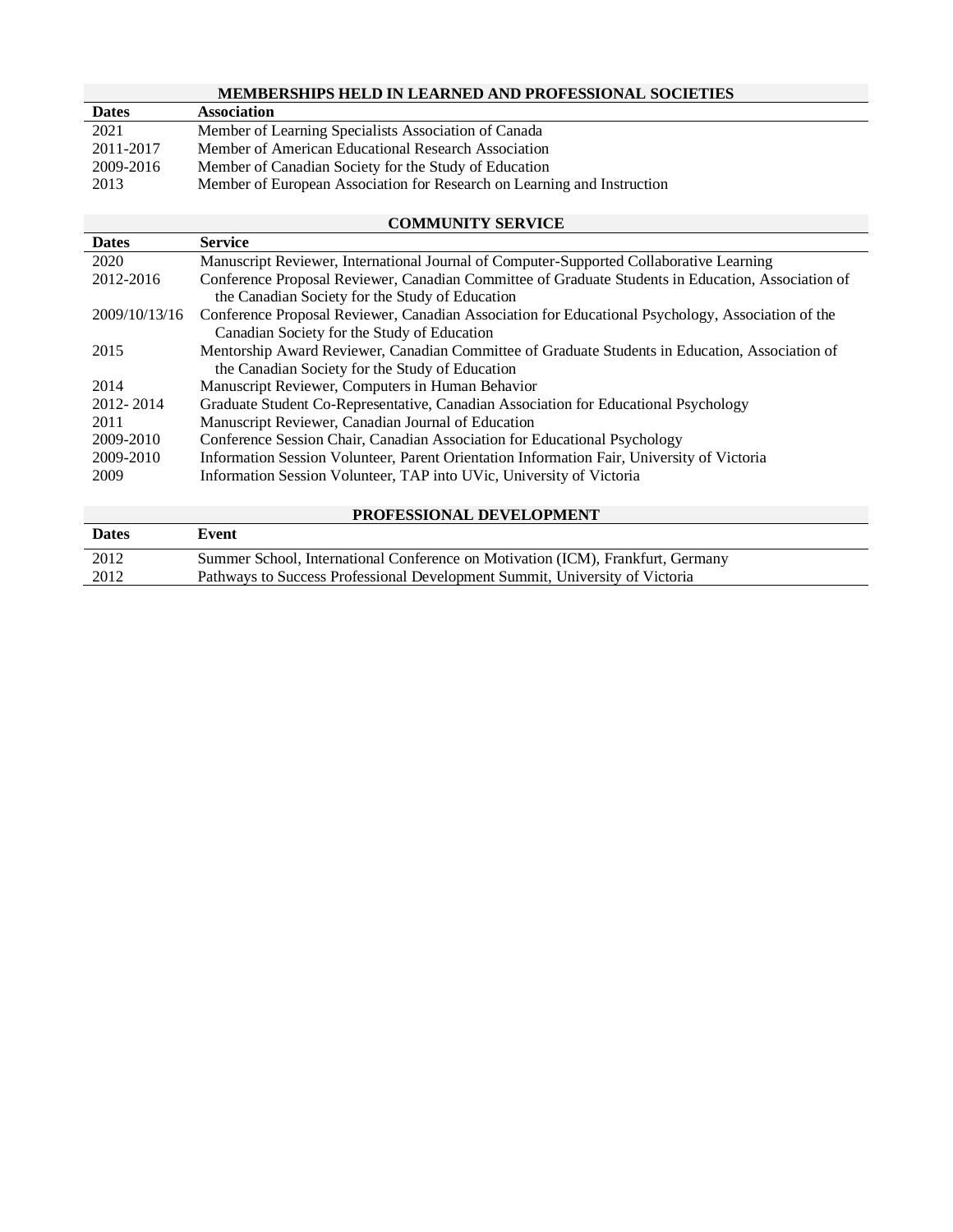## MEMBERSHIPS HELD IN LEARNED AND PROFESSIONAL SOCIETIES

| Dates | Association |
|---|---|
| 2021 | Member of Learning Specialists Association of Canada |
| 2011-2017 | Member of American Educational Research Association |
| 2009-2016 | Member of Canadian Society for the Study of Education |
| 2013 | Member of European Association for Research on Learning and Instruction |

## COMMUNITY SERVICE

| Dates | Service |
|---|---|
| 2020 | Manuscript Reviewer, International Journal of Computer-Supported Collaborative Learning |
| 2012-2016 | Conference Proposal Reviewer, Canadian Committee of Graduate Students in Education, Association of the Canadian Society for the Study of Education |
| 2009/10/13/16 | Conference Proposal Reviewer, Canadian Association for Educational Psychology, Association of the Canadian Society for the Study of Education |
| 2015 | Mentorship Award Reviewer, Canadian Committee of Graduate Students in Education, Association of the Canadian Society for the Study of Education |
| 2014 | Manuscript Reviewer, Computers in Human Behavior |
| 2012- 2014 | Graduate Student Co-Representative, Canadian Association for Educational Psychology |
| 2011 | Manuscript Reviewer, Canadian Journal of Education |
| 2009-2010 | Conference Session Chair, Canadian Association for Educational Psychology |
| 2009-2010 | Information Session Volunteer, Parent Orientation Information Fair, University of Victoria |
| 2009 | Information Session Volunteer, TAP into UVic, University of Victoria |

## PROFESSIONAL DEVELOPMENT

| Dates | Event |
|---|---|
| 2012 | Summer School, International Conference on Motivation (ICM), Frankfurt, Germany |
| 2012 | Pathways to Success Professional Development Summit, University of Victoria |